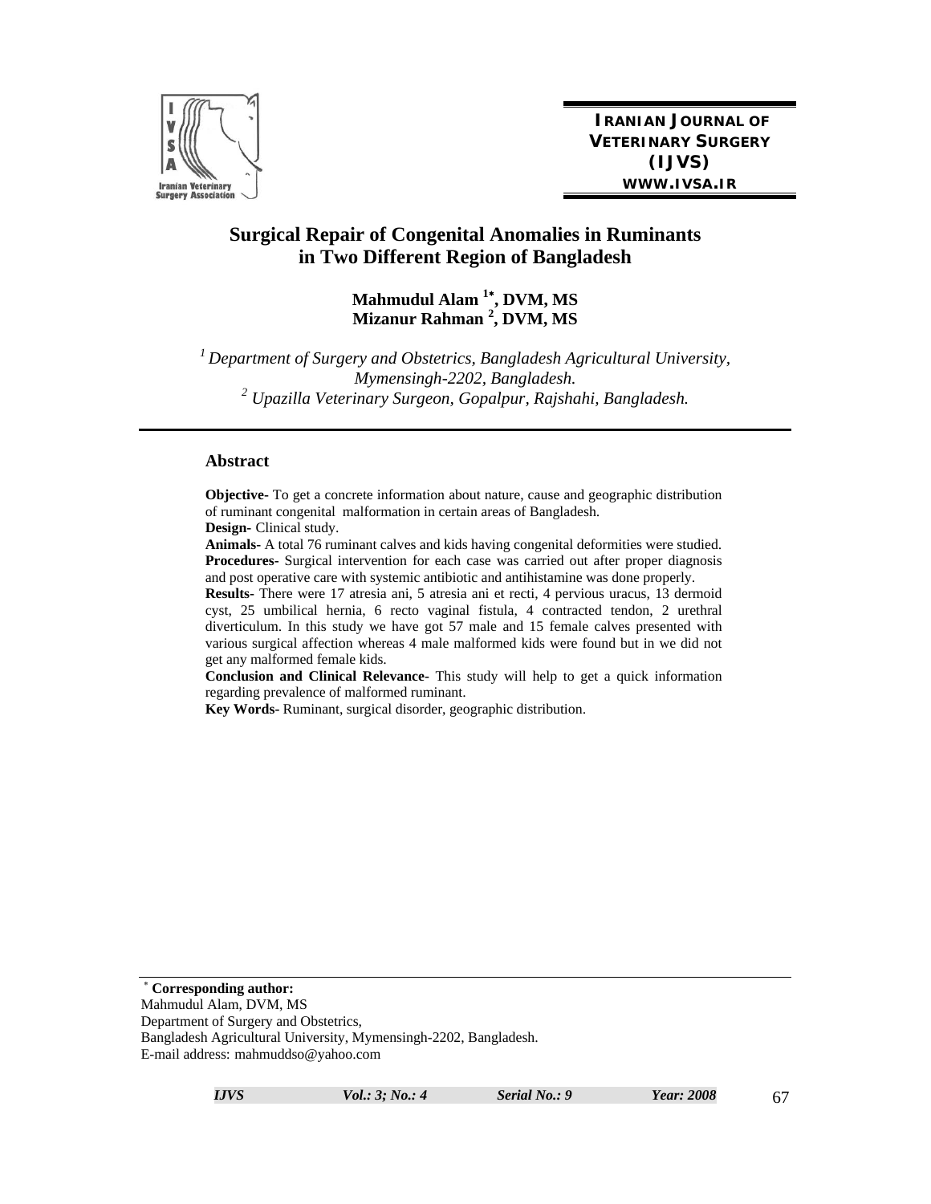IRANIAN JOURNAL OF VETERINARY SURGERY (IJVS)
WWW.IVSA.IR

# Surgical Repair of Congenital Anomalies in Ruminants in Two Different Region of Bangladesh

**Mahmudul Alam [1*], DVM, MS**
**Mizanur Rahman [2], DVM, MS**

[1] *Department of Surgery and Obstetrics, Bangladesh Agricultural University, Mymensingh-2202, Bangladesh.*
[2] *Upazilla Veterinary Surgeon, Gopalpur, Rajshahi, Bangladesh.*

## Abstract

**Objective-** To get a concrete information about nature, cause and geographic distribution of ruminant congenital malformation in certain areas of Bangladesh.

**Design-** Clinical study.

**Animals-** A total 76 ruminant calves and kids having congenital deformities were studied.

**Procedures-** Surgical intervention for each case was carried out after proper diagnosis and post operative care with systemic antibiotic and antihistamine was done properly.

**Results-** There were 17 atresia ani, 5 atresia ani et recti, 4 pervious uracus, 13 dermoid cyst, 25 umbilical hernia, 6 recto vaginal fistula, 4 contracted tendon, 2 urethral diverticulum. In this study we have got 57 male and 15 female calves presented with various surgical affection whereas 4 male malformed kids were found but in we did not get any malformed female kids.

**Conclusion and Clinical Relevance-** This study will help to get a quick information regarding prevalence of malformed ruminant.

**Key Words-** Ruminant, surgical disorder, geographic distribution.

---

[*] **Corresponding author:**
Mahmudul Alam, DVM, MS
Department of Surgery and Obstetrics,
Bangladesh Agricultural University, Mymensingh-2202, Bangladesh.
E-mail address: mahmuddso@yahoo.com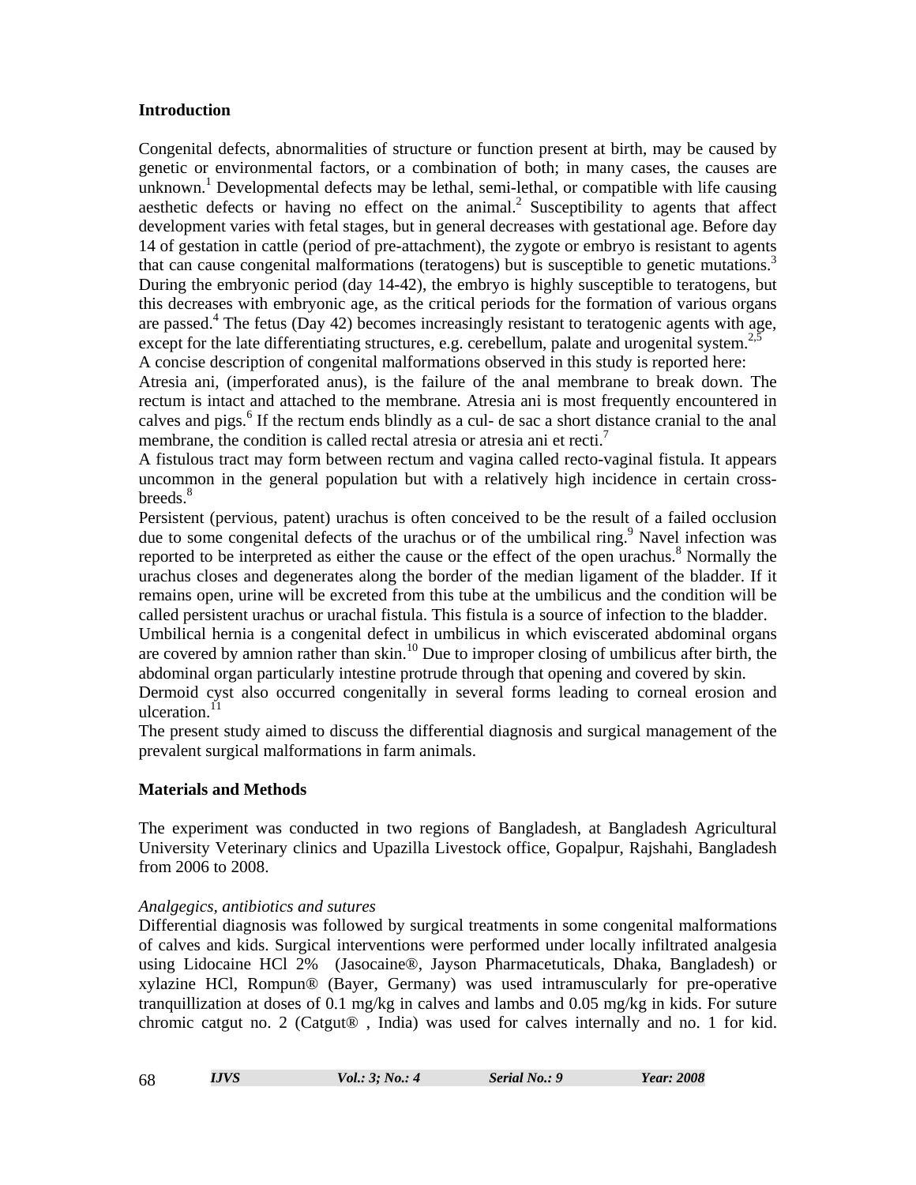## Introduction

Congenital defects, abnormalities of structure or function present at birth, may be caused by genetic or environmental factors, or a combination of both; in many cases, the causes are unknown.[1] Developmental defects may be lethal, semi-lethal, or compatible with life causing aesthetic defects or having no effect on the animal.[2] Susceptibility to agents that affect development varies with fetal stages, but in general decreases with gestational age. Before day 14 of gestation in cattle (period of pre-attachment), the zygote or embryo is resistant to agents that can cause congenital malformations (teratogens) but is susceptible to genetic mutations.[3] During the embryonic period (day 14-42), the embryo is highly susceptible to teratogens, but this decreases with embryonic age, as the critical periods for the formation of various organs are passed.[4] The fetus (Day 42) becomes increasingly resistant to teratogenic agents with age, except for the late differentiating structures, e.g. cerebellum, palate and urogenital system.[2,5]

A concise description of congenital malformations observed in this study is reported here:

Atresia ani, (imperforated anus), is the failure of the anal membrane to break down. The rectum is intact and attached to the membrane. Atresia ani is most frequently encountered in calves and pigs.[6] If the rectum ends blindly as a cul- de sac a short distance cranial to the anal membrane, the condition is called rectal atresia or atresia ani et recti.[7]

A fistulous tract may form between rectum and vagina called recto-vaginal fistula. It appears uncommon in the general population but with a relatively high incidence in certain cross-breeds.[8]

Persistent (pervious, patent) urachus is often conceived to be the result of a failed occlusion due to some congenital defects of the urachus or of the umbilical ring.[9] Navel infection was reported to be interpreted as either the cause or the effect of the open urachus.[8] Normally the urachus closes and degenerates along the border of the median ligament of the bladder. If it remains open, urine will be excreted from this tube at the umbilicus and the condition will be called persistent urachus or urachal fistula. This fistula is a source of infection to the bladder.

Umbilical hernia is a congenital defect in umbilicus in which eviscerated abdominal organs are covered by amnion rather than skin.[10] Due to improper closing of umbilicus after birth, the abdominal organ particularly intestine protrude through that opening and covered by skin.

Dermoid cyst also occurred congenitally in several forms leading to corneal erosion and ulceration.[11]

The present study aimed to discuss the differential diagnosis and surgical management of the prevalent surgical malformations in farm animals.

## Materials and Methods

The experiment was conducted in two regions of Bangladesh, at Bangladesh Agricultural University Veterinary clinics and Upazilla Livestock office, Gopalpur, Rajshahi, Bangladesh from 2006 to 2008.

*Analgegics, antibiotics and sutures*

Differential diagnosis was followed by surgical treatments in some congenital malformations of calves and kids. Surgical interventions were performed under locally infiltrated analgesia using Lidocaine HCl 2% (Jasocaine®, Jayson Pharmacetuticals, Dhaka, Bangladesh) or xylazine HCl, Rompun® (Bayer, Germany) was used intramuscularly for pre-operative tranquillization at doses of 0.1 mg/kg in calves and lambs and 0.05 mg/kg in kids. For suture chromic catgut no. 2 (Catgut® , India) was used for calves internally and no. 1 for kid.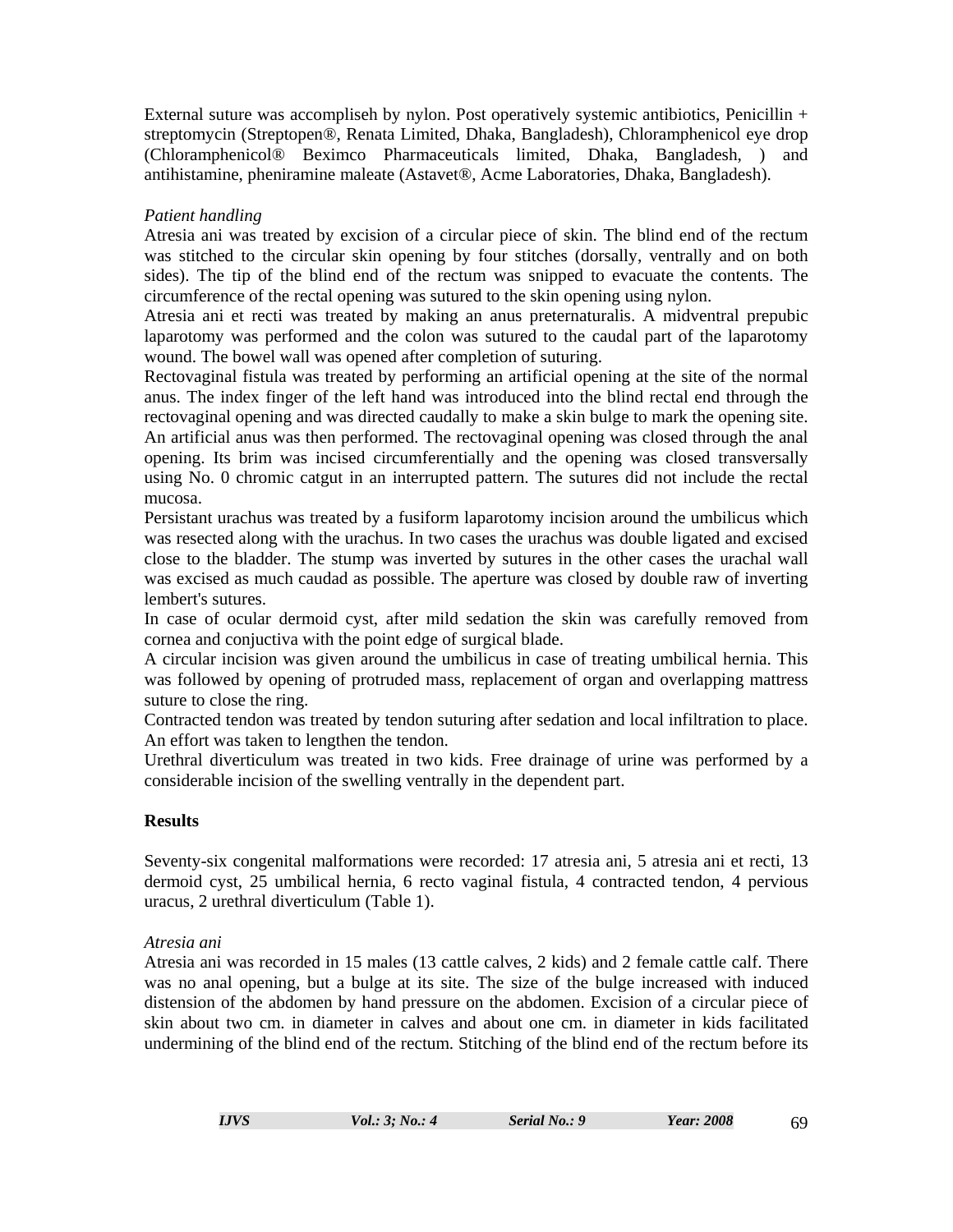External suture was accompliseh by nylon. Post operatively systemic antibiotics, Penicillin + streptomycin (Streptopen®, Renata Limited, Dhaka, Bangladesh), Chloramphenicol eye drop (Chloramphenicol® Beximco Pharmaceuticals limited, Dhaka, Bangladesh, ) and antihistamine, pheniramine maleate (Astavet®, Acme Laboratories, Dhaka, Bangladesh).

*Patient handling*

Atresia ani was treated by excision of a circular piece of skin. The blind end of the rectum was stitched to the circular skin opening by four stitches (dorsally, ventrally and on both sides). The tip of the blind end of the rectum was snipped to evacuate the contents. The circumference of the rectal opening was sutured to the skin opening using nylon.

Atresia ani et recti was treated by making an anus preternaturalis. A midventral prepubic laparotomy was performed and the colon was sutured to the caudal part of the laparotomy wound. The bowel wall was opened after completion of suturing.

Rectovaginal fistula was treated by performing an artificial opening at the site of the normal anus. The index finger of the left hand was introduced into the blind rectal end through the rectovaginal opening and was directed caudally to make a skin bulge to mark the opening site. An artificial anus was then performed. The rectovaginal opening was closed through the anal opening. Its brim was incised circumferentially and the opening was closed transversally using No. 0 chromic catgut in an interrupted pattern. The sutures did not include the rectal mucosa.

Persistant urachus was treated by a fusiform laparotomy incision around the umbilicus which was resected along with the urachus. In two cases the urachus was double ligated and excised close to the bladder. The stump was inverted by sutures in the other cases the urachal wall was excised as much caudad as possible. The aperture was closed by double raw of inverting lembert's sutures.

In case of ocular dermoid cyst, after mild sedation the skin was carefully removed from cornea and conjuctiva with the point edge of surgical blade.

A circular incision was given around the umbilicus in case of treating umbilical hernia. This was followed by opening of protruded mass, replacement of organ and overlapping mattress suture to close the ring.

Contracted tendon was treated by tendon suturing after sedation and local infiltration to place. An effort was taken to lengthen the tendon.

Urethral diverticulum was treated in two kids. Free drainage of urine was performed by a considerable incision of the swelling ventrally in the dependent part.

## Results

Seventy-six congenital malformations were recorded: 17 atresia ani, 5 atresia ani et recti, 13 dermoid cyst, 25 umbilical hernia, 6 recto vaginal fistula, 4 contracted tendon, 4 pervious uracus, 2 urethral diverticulum (Table 1).

*Atresia ani*

Atresia ani was recorded in 15 males (13 cattle calves, 2 kids) and 2 female cattle calf. There was no anal opening, but a bulge at its site. The size of the bulge increased with induced distension of the abdomen by hand pressure on the abdomen. Excision of a circular piece of skin about two cm. in diameter in calves and about one cm. in diameter in kids facilitated undermining of the blind end of the rectum. Stitching of the blind end of the rectum before its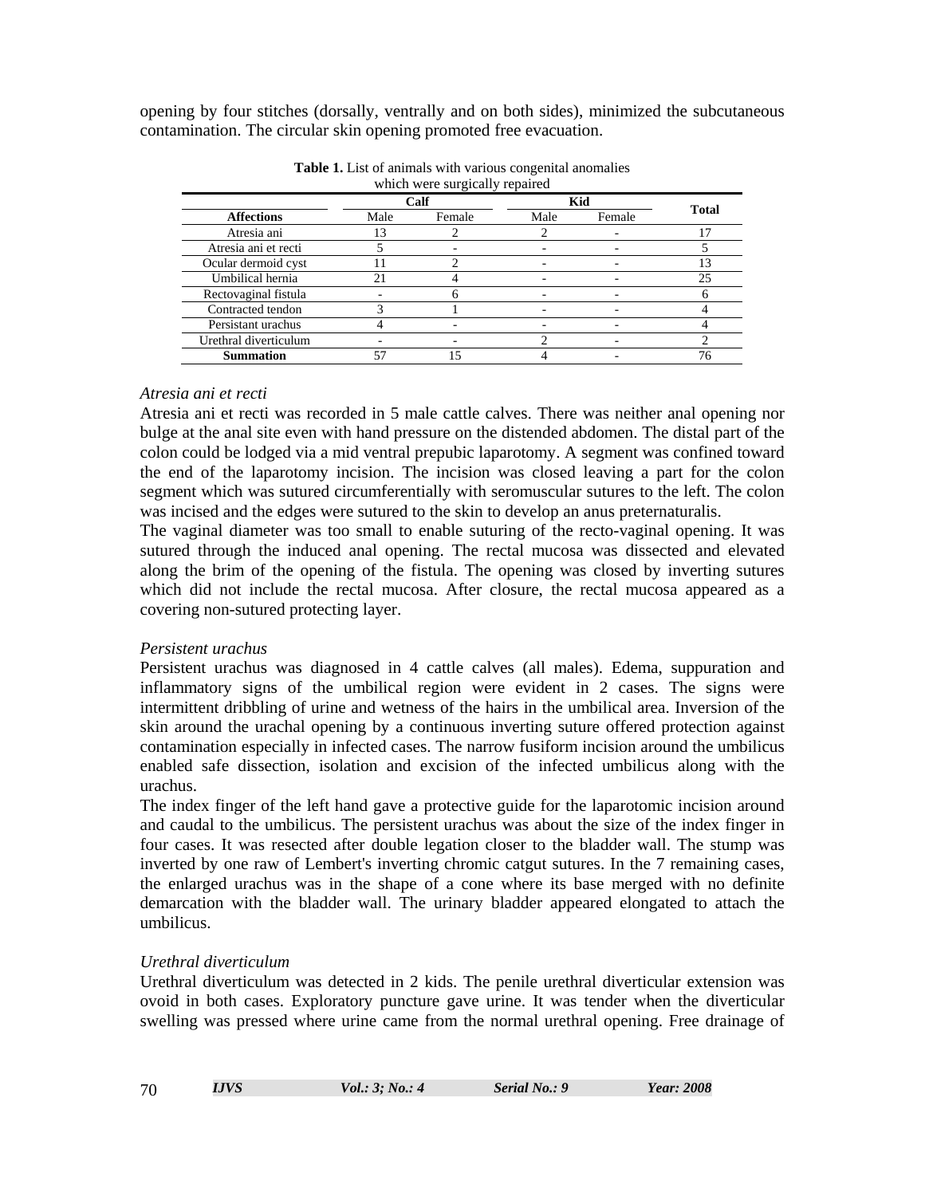opening by four stitches (dorsally, ventrally and on both sides), minimized the subcutaneous contamination. The circular skin opening promoted free evacuation.

**Table 1.** List of animals with various congenital anomalies which were surgically repaired

| Affections | Calf | | Kid | | Total |
|---|---|---|---|---|---|
| | Male | Female | Male | Female | |
| Atresia ani | 13 | 2 | 2 | - | 17 |
| Atresia ani et recti | 5 | - | - | - | 5 |
| Ocular dermoid cyst | 11 | 2 | - | - | 13 |
| Umbilical hernia | 21 | 4 | - | - | 25 |
| Rectovaginal fistula | - | 6 | - | - | 6 |
| Contracted tendon | 3 | 1 | - | - | 4 |
| Persistant urachus | 4 | - | - | - | 4 |
| Urethral diverticulum | - | - | 2 | - | 2 |
| **Summation** | 57 | 15 | 4 | - | 76 |

*Atresia ani et recti*

Atresia ani et recti was recorded in 5 male cattle calves. There was neither anal opening nor bulge at the anal site even with hand pressure on the distended abdomen. The distal part of the colon could be lodged via a mid ventral prepubic laparotomy. A segment was confined toward the end of the laparotomy incision. The incision was closed leaving a part for the colon segment which was sutured circumferentially with seromuscular sutures to the left. The colon was incised and the edges were sutured to the skin to develop an anus preternaturalis.

The vaginal diameter was too small to enable suturing of the recto-vaginal opening. It was sutured through the induced anal opening. The rectal mucosa was dissected and elevated along the brim of the opening of the fistula. The opening was closed by inverting sutures which did not include the rectal mucosa. After closure, the rectal mucosa appeared as a covering non-sutured protecting layer.

*Persistent urachus*

Persistent urachus was diagnosed in 4 cattle calves (all males). Edema, suppuration and inflammatory signs of the umbilical region were evident in 2 cases. The signs were intermittent dribbling of urine and wetness of the hairs in the umbilical area. Inversion of the skin around the urachal opening by a continuous inverting suture offered protection against contamination especially in infected cases. The narrow fusiform incision around the umbilicus enabled safe dissection, isolation and excision of the infected umbilicus along with the urachus.

The index finger of the left hand gave a protective guide for the laparotomic incision around and caudal to the umbilicus. The persistent urachus was about the size of the index finger in four cases. It was resected after double legation closer to the bladder wall. The stump was inverted by one raw of Lembert's inverting chromic catgut sutures. In the 7 remaining cases, the enlarged urachus was in the shape of a cone where its base merged with no definite demarcation with the bladder wall. The urinary bladder appeared elongated to attach the umbilicus.

*Urethral diverticulum*

Urethral diverticulum was detected in 2 kids. The penile urethral diverticular extension was ovoid in both cases. Exploratory puncture gave urine. It was tender when the diverticular swelling was pressed where urine came from the normal urethral opening. Free drainage of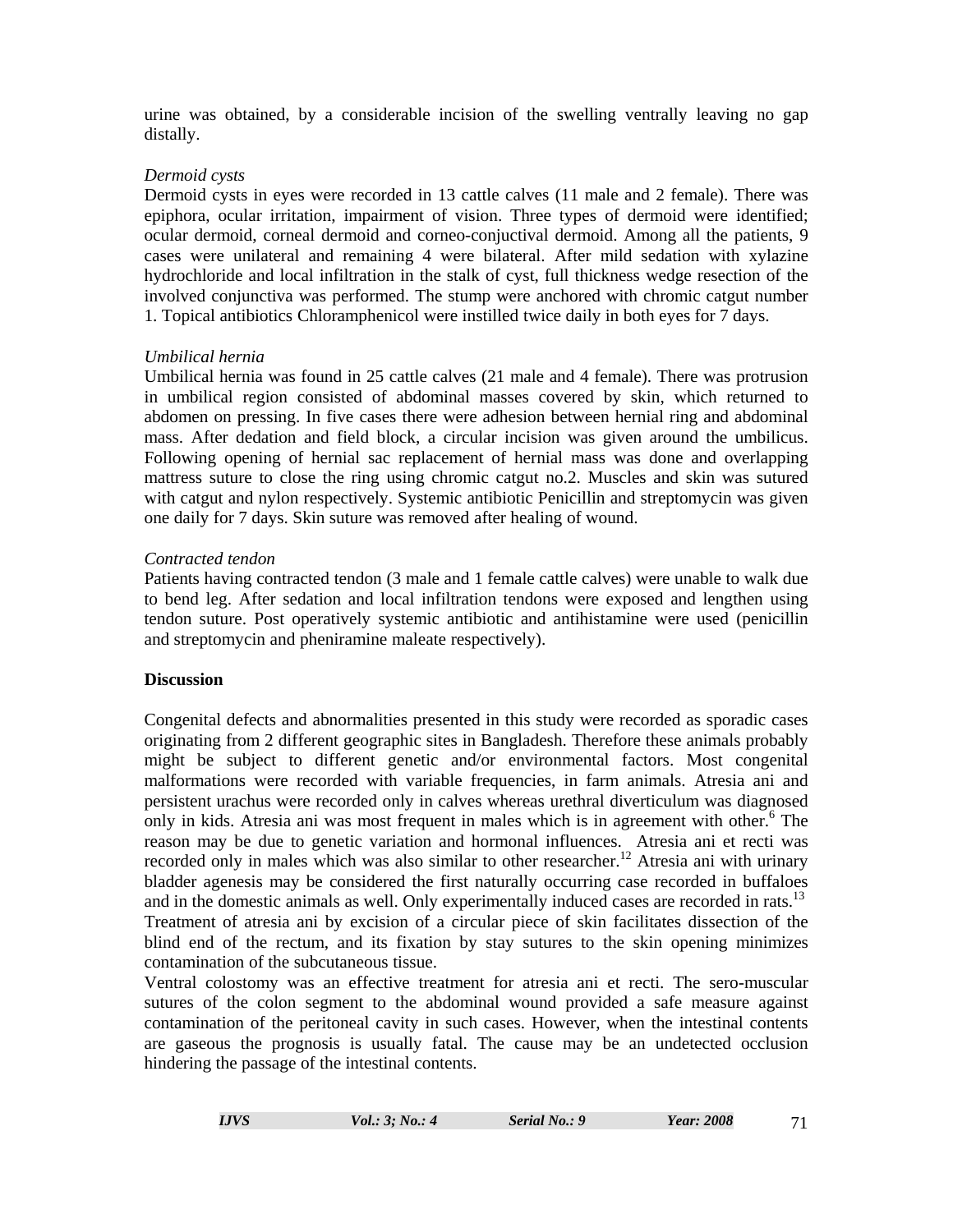urine was obtained, by a considerable incision of the swelling ventrally leaving no gap distally.

*Dermoid cysts*

Dermoid cysts in eyes were recorded in 13 cattle calves (11 male and 2 female). There was epiphora, ocular irritation, impairment of vision. Three types of dermoid were identified; ocular dermoid, corneal dermoid and corneo-conjuctival dermoid. Among all the patients, 9 cases were unilateral and remaining 4 were bilateral. After mild sedation with xylazine hydrochloride and local infiltration in the stalk of cyst, full thickness wedge resection of the involved conjunctiva was performed. The stump were anchored with chromic catgut number 1. Topical antibiotics Chloramphenicol were instilled twice daily in both eyes for 7 days.

*Umbilical hernia*

Umbilical hernia was found in 25 cattle calves (21 male and 4 female). There was protrusion in umbilical region consisted of abdominal masses covered by skin, which returned to abdomen on pressing. In five cases there were adhesion between hernial ring and abdominal mass. After dedation and field block, a circular incision was given around the umbilicus. Following opening of hernial sac replacement of hernial mass was done and overlapping mattress suture to close the ring using chromic catgut no.2. Muscles and skin was sutured with catgut and nylon respectively. Systemic antibiotic Penicillin and streptomycin was given one daily for 7 days. Skin suture was removed after healing of wound.

*Contracted tendon*

Patients having contracted tendon (3 male and 1 female cattle calves) were unable to walk due to bend leg. After sedation and local infiltration tendons were exposed and lengthen using tendon suture. Post operatively systemic antibiotic and antihistamine were used (penicillin and streptomycin and pheniramine maleate respectively).

**Discussion**

Congenital defects and abnormalities presented in this study were recorded as sporadic cases originating from 2 different geographic sites in Bangladesh. Therefore these animals probably might be subject to different genetic and/or environmental factors. Most congenital malformations were recorded with variable frequencies, in farm animals. Atresia ani and persistent urachus were recorded only in calves whereas urethral diverticulum was diagnosed only in kids. Atresia ani was most frequent in males which is in agreement with other.[6] The reason may be due to genetic variation and hormonal influences. Atresia ani et recti was recorded only in males which was also similar to other researcher.[12] Atresia ani with urinary bladder agenesis may be considered the first naturally occurring case recorded in buffaloes and in the domestic animals as well. Only experimentally induced cases are recorded in rats.[13] Treatment of atresia ani by excision of a circular piece of skin facilitates dissection of the blind end of the rectum, and its fixation by stay sutures to the skin opening minimizes contamination of the subcutaneous tissue.

Ventral colostomy was an effective treatment for atresia ani et recti. The sero-muscular sutures of the colon segment to the abdominal wound provided a safe measure against contamination of the peritoneal cavity in such cases. However, when the intestinal contents are gaseous the prognosis is usually fatal. The cause may be an undetected occlusion hindering the passage of the intestinal contents.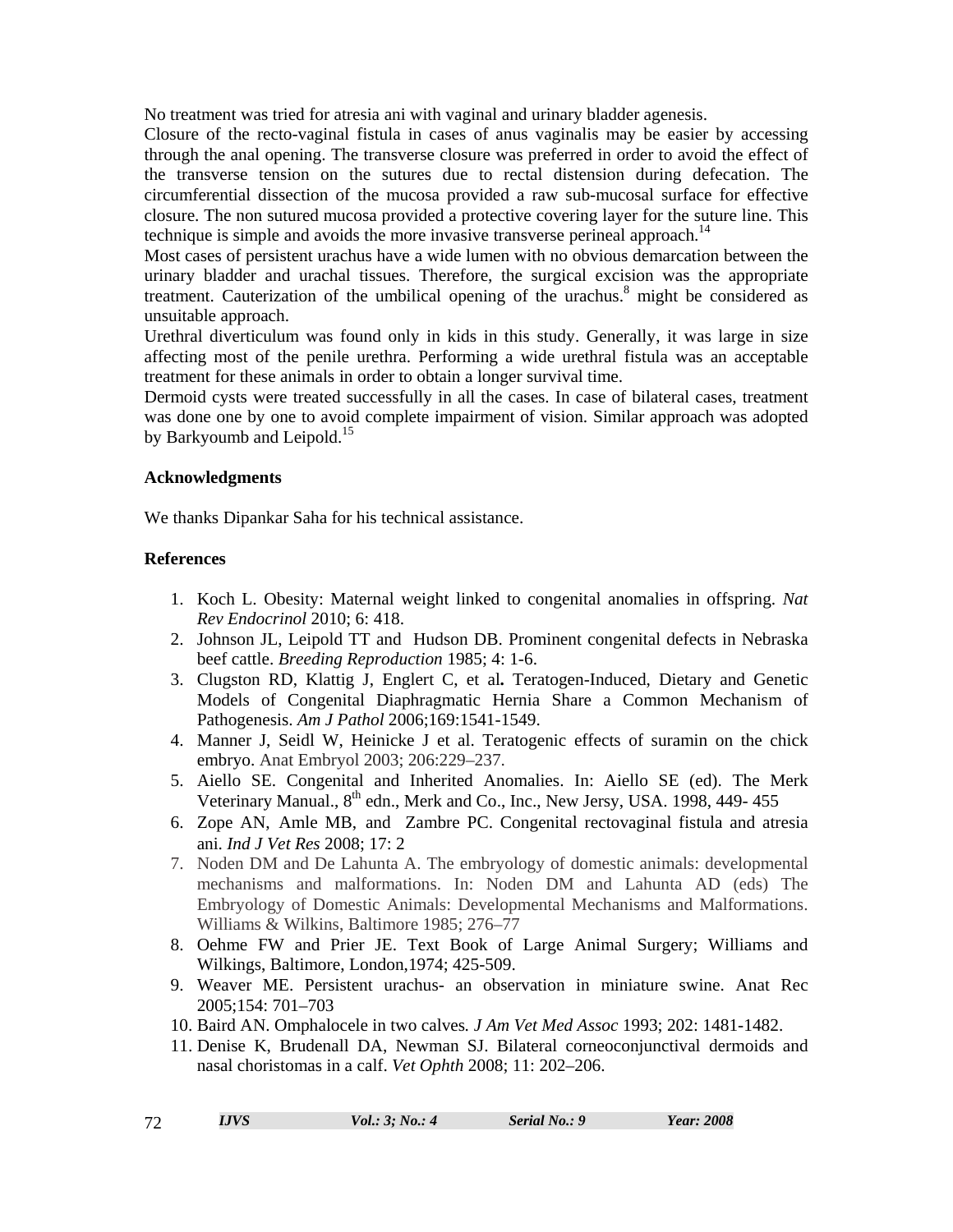No treatment was tried for atresia ani with vaginal and urinary bladder agenesis.

Closure of the recto-vaginal fistula in cases of anus vaginalis may be easier by accessing through the anal opening. The transverse closure was preferred in order to avoid the effect of the transverse tension on the sutures due to rectal distension during defecation. The circumferential dissection of the mucosa provided a raw sub-mucosal surface for effective closure. The non sutured mucosa provided a protective covering layer for the suture line. This technique is simple and avoids the more invasive transverse perineal approach.[14]

Most cases of persistent urachus have a wide lumen with no obvious demarcation between the urinary bladder and urachal tissues. Therefore, the surgical excision was the appropriate treatment. Cauterization of the umbilical opening of the urachus.[8] might be considered as unsuitable approach.

Urethral diverticulum was found only in kids in this study. Generally, it was large in size affecting most of the penile urethra. Performing a wide urethral fistula was an acceptable treatment for these animals in order to obtain a longer survival time.

Dermoid cysts were treated successfully in all the cases. In case of bilateral cases, treatment was done one by one to avoid complete impairment of vision. Similar approach was adopted by Barkyoumb and Leipold.[15]

## Acknowledgments

We thanks Dipankar Saha for his technical assistance.

## References

1. Koch L. Obesity: Maternal weight linked to congenital anomalies in offspring. *Nat Rev Endocrinol* 2010; 6: 418.
2. Johnson JL, Leipold TT and Hudson DB. Prominent congenital defects in Nebraska beef cattle. *Breeding Reproduction* 1985; 4: 1-6.
3. Clugston RD, Klattig J, Englert C, et al**.** Teratogen-Induced, Dietary and Genetic Models of Congenital Diaphragmatic Hernia Share a Common Mechanism of Pathogenesis. *Am J Pathol* 2006;169:1541-1549.
4. Manner J, Seidl W, Heinicke J et al. Teratogenic effects of suramin on the chick embryo. Anat Embryol 2003; 206:229–237.
5. Aiello SE. Congenital and Inherited Anomalies. In: Aiello SE (ed). The Merk Veterinary Manual., 8th edn., Merk and Co., Inc., New Jersy, USA. 1998, 449- 455
6. Zope AN, Amle MB, and Zambre PC. Congenital rectovaginal fistula and atresia ani. *Ind J Vet Res* 2008; 17: 2
7. Noden DM and De Lahunta A. The embryology of domestic animals: developmental mechanisms and malformations. In: Noden DM and Lahunta AD (eds) The Embryology of Domestic Animals: Developmental Mechanisms and Malformations. Williams & Wilkins, Baltimore 1985; 276–77
8. Oehme FW and Prier JE. Text Book of Large Animal Surgery; Williams and Wilkings, Baltimore, London,1974; 425-509.
9. Weaver ME. Persistent urachus- an observation in miniature swine. Anat Rec 2005;154: 701–703
10. Baird AN. Omphalocele in two calves*. J Am Vet Med Assoc* 1993; 202: 1481-1482.
11. Denise K, Brudenall DA, Newman SJ. Bilateral corneoconjunctival dermoids and nasal choristomas in a calf. *Vet Ophth* 2008; 11: 202–206.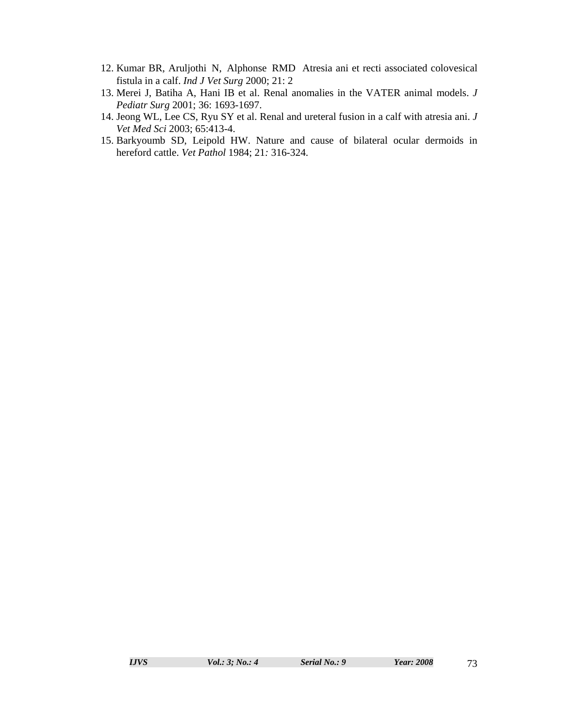12. Kumar BR, Aruljothi N, Alphonse RMD Atresia ani et recti associated colovesical fistula in a calf. *Ind J Vet Surg* 2000; 21: 2
13. Merei J, Batiha A, Hani IB et al. Renal anomalies in the VATER animal models. *J Pediatr Surg* 2001; 36: 1693-1697.
14. Jeong WL, Lee CS, Ryu SY et al. Renal and ureteral fusion in a calf with atresia ani. *J Vet Med Sci* 2003; 65:413-4.
15. Barkyoumb SD, Leipold HW. Nature and cause of bilateral ocular dermoids in hereford cattle. *Vet Pathol* 1984; 21*:* 316-324.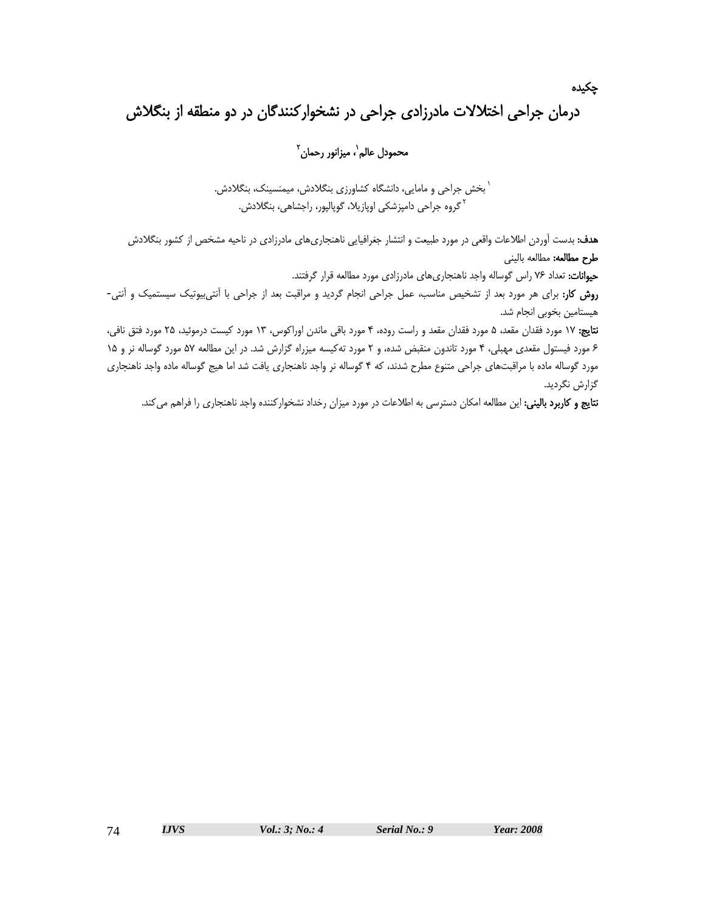## چکیده

# درمان جراحی اختلالات مادرزادی جراحی در نشخوارکنندگان در دو منطقه از بنگلاش

**محمودل عالم[۱]، میزانور رحمان[۲]**

[۱] بخش جراحی و مامایی، دانشگاه کشاورزی بنگلادش، میمنسینک، بنگلادش.

[۲] گروه جراحی دامپزشکی اوپازیلا، گوپالپور، راجشاهی، بنگلادش.

**هدف:** بدست آوردن اطلاعات واقعی در مورد طبیعت و انتشار جغرافیایی ناهنجاری‌های مادرزادی در ناحیه مشخص از کشور بنگلادش

**طرح مطالعه:** مطالعه بالینی

**حیوانات:** تعداد ۷۶ راس گوساله واجد ناهنجاری‌های مادرزادی مورد مطالعه قرار گرفتند.

**روش کار:** برای هر مورد بعد از تشخیص مناسب، عمل جراحی انجام گردید و مراقبت بعد از جراحی با آنتی‌بیوتیک سیستمیک و آنتی-هیستامین بخوبی انجام شد.

**نتایج:** ۱۷ مورد فقدان مقعد، ۵ مورد فقدان مقعد و راست روده، ۴ مورد باقی ماندن اوراکوس، ۱۳ مورد کیست درموئید، ۲۵ مورد فتق نافی، ۶ مورد فیستول مقعدی مهبلی، ۴ مورد تاندون منقبض شده، و ۲ مورد ته‌کیسه میزراه گزارش شد. در این مطالعه ۵۷ مورد گوساله نر و ۱۵ مورد گوساله ماده با مراقبت‌های جراحی متنوع مطرح شدند، که ۴ گوساله نر واجد ناهنجاری یافت شد اما هیچ گوساله ماده واجد ناهنجاری گزارش نگردید.

**نتایج و کاربرد بالینی:** این مطالعه امکان دسترسی به اطلاعات در مورد میزان رخداد نشخوارکننده واجد ناهنجاری را فراهم می‌کند.